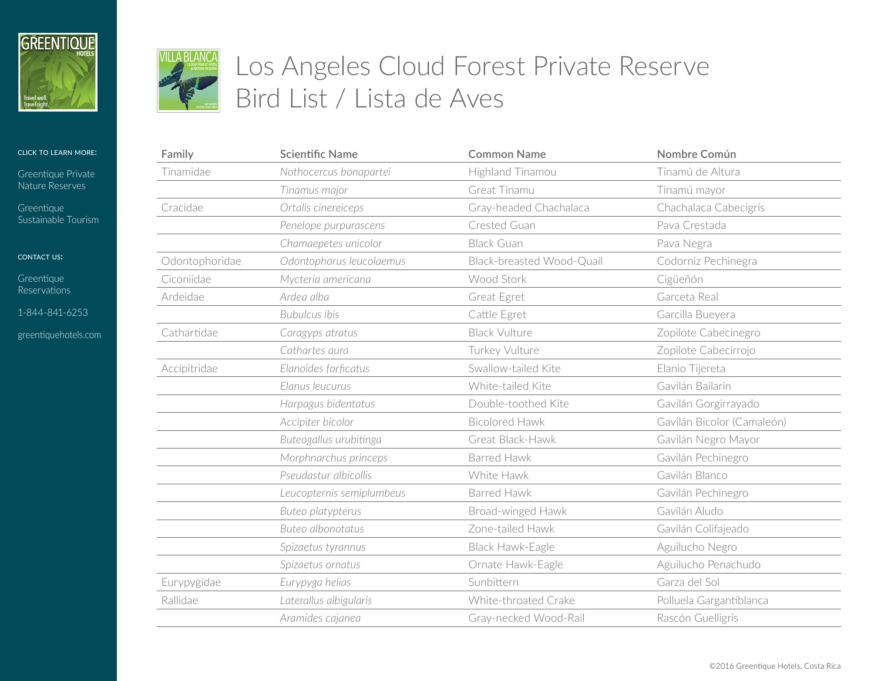GREENTIQUE HOTELS

Travel well. Travel right.

CLICK TO LEARN MORE:

Greentique Private Nature Reserves

Greentique Sustainable Tourism

CONTACT US:

Greentique Reservations

1-844-841-6253

greentiquehotels.com

# Los Angeles Cloud Forest Private Reserve Bird List / Lista de Aves

| Family | Scientific Name | Common Name | Nombre Común |
|---|---|---|---|
| Tinamidae | *Nothocercus bonapartei* | Highland Tinamou | Tinamú de Altura |
| | *Tinamus major* | Great Tinamu | Tinamú mayor |
| Cracidae | *Ortalis cinereiceps* | Gray-headed Chachalaca | Chachalaca Cabecigrís |
| | *Penelope purpurascens* | Crested Guan | Pava Crestada |
| | *Chamaepetes unicolor* | Black Guan | Pava Negra |
| Odontophoridae | *Odontophorus leucolaemus* | Black-breasted Wood-Quail | Codorniz Pechinegra |
| Ciconiidae | *Mycteria americana* | Wood Stork | Cigüeñón |
| Ardeidae | *Ardea alba* | Great Egret | Garceta Real |
| | *Bubulcus ibis* | Cattle Egret | Garcilla Bueyera |
| Cathartidae | *Coragyps atratus* | Black Vulture | Zopilote Cabecinegro |
| | *Cathartes aura* | Turkey Vulture | Zopilote Cabecirrojo |
| Accipitridae | *Elanoides forficatus* | Swallow-tailed Kite | Elanio Tijereta |
| | *Elanus leucurus* | White-tailed Kite | Gavilán Bailarín |
| | *Harpagus bidentatus* | Double-toothed Kite | Gavilán Gorgirrayado |
| | *Accipiter bicolor* | Bicolored Hawk | Gavilán Bicolor (Camaleón) |
| | *Buteogallus urubitinga* | Great Black-Hawk | Gavilán Negro Mayor |
| | *Morphnarchus princeps* | Barred Hawk | Gavilán Pechinegro |
| | *Pseudastur albicollis* | White Hawk | Gavilán Blanco |
| | *Leucopternis semiplumbeus* | Barred Hawk | Gavilán Pechinegro |
| | *Buteo platypterus* | Broad-winged Hawk | Gavilán Aludo |
| | *Buteo albonotatus* | Zone-tailed Hawk | Gavilán Colifajeado |
| | *Spizaetus tyrannus* | Black Hawk-Eagle | Aguilucho Negro |
| | *Spizaetus ornatus* | Ornate Hawk-Eagle | Aguilucho Penachudo |
| Eurypygidae | *Eurypyga helias* | Sunbittern | Garza del Sol |
| Rallidae | *Laterallus albigularis* | White-throated Crake | Polluela Gargantiblanca |
| | *Aramides cajanea* | Gray-necked Wood-Rail | Rascón Guelligrís |

©2016 Greentique Hotels, Costa Rica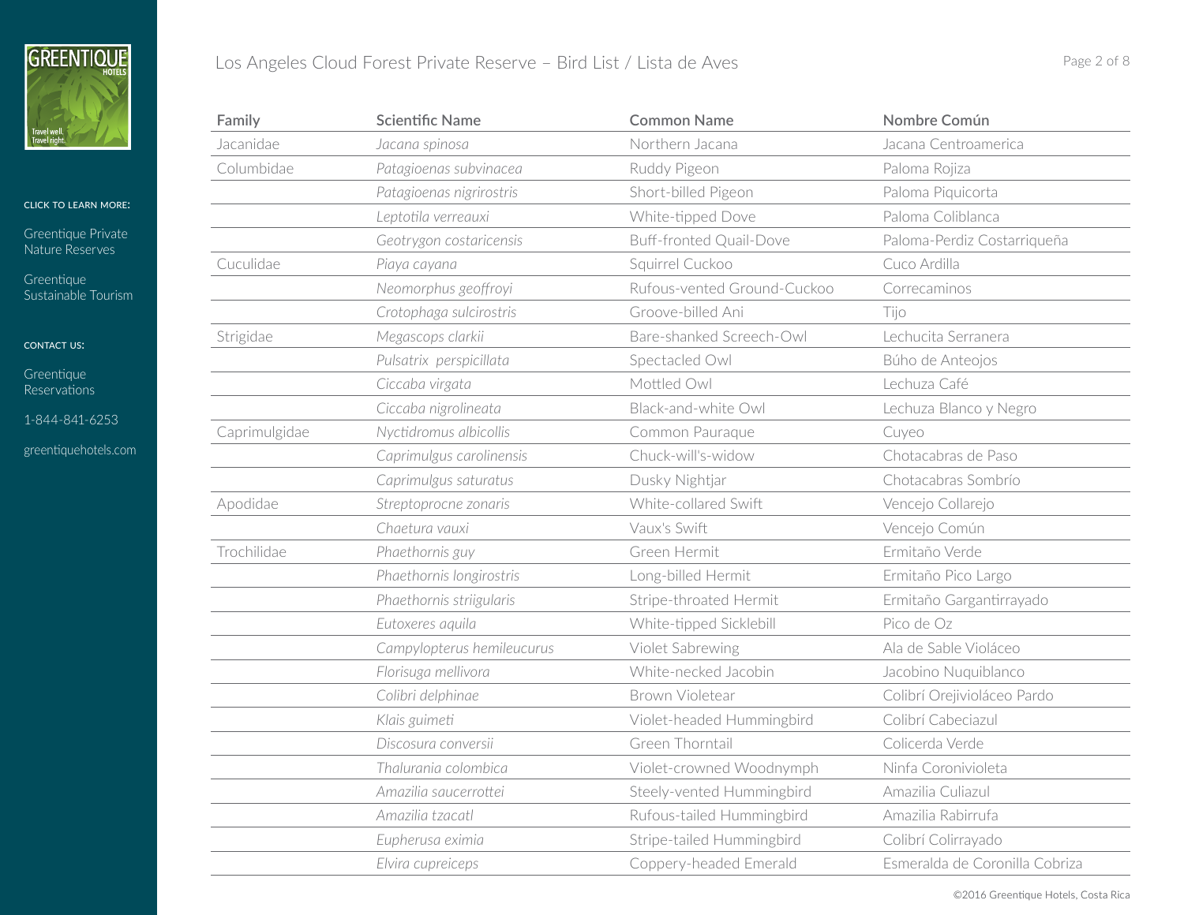| Family | Scientific Name | Common Name | Nombre Común |
|---|---|---|---|
| Jacanidae | *Jacana spinosa* | Northern Jacana | Jacana Centroamerica |
| Columbidae | *Patagioenas subvinacea* | Ruddy Pigeon | Paloma Rojiza |
| | *Patagioenas nigrirostris* | Short-billed Pigeon | Paloma Piquicorta |
| | *Leptotila verreauxi* | White-tipped Dove | Paloma Coliblanca |
| | *Geotrygon costaricensis* | Buff-fronted Quail-Dove | Paloma-Perdiz Costarriqueña |
| Cuculidae | *Piaya cayana* | Squirrel Cuckoo | Cuco Ardilla |
| | *Neomorphus geoffroyi* | Rufous-vented Ground-Cuckoo | Correcaminos |
| | *Crotophaga sulcirostris* | Groove-billed Ani | Tijo |
| Strigidae | *Megascops clarkii* | Bare-shanked Screech-Owl | Lechucita Serranera |
| | *Pulsatrix perspicillata* | Spectacled Owl | Búho de Anteojos |
| | *Ciccaba virgata* | Mottled Owl | Lechuza Café |
| | *Ciccaba nigrolineata* | Black-and-white Owl | Lechuza Blanco y Negro |
| Caprimulgidae | *Nyctidromus albicollis* | Common Pauraque | Cuyeo |
| | *Caprimulgus carolinensis* | Chuck-will's-widow | Chotacabras de Paso |
| | *Caprimulgus saturatus* | Dusky Nightjar | Chotacabras Sombrío |
| Apodidae | *Streptoprocne zonaris* | White-collared Swift | Vencejo Collarejo |
| | *Chaetura vauxi* | Vaux's Swift | Vencejo Común |
| Trochilidae | *Phaethornis guy* | Green Hermit | Ermitaño Verde |
| | *Phaethornis longirostris* | Long-billed Hermit | Ermitaño Pico Largo |
| | *Phaethornis striigularis* | Stripe-throated Hermit | Ermitaño Gargantirrayado |
| | *Eutoxeres aquila* | White-tipped Sicklebill | Pico de Oz |
| | *Campylopterus hemileucurus* | Violet Sabrewing | Ala de Sable Violáceo |
| | *Florisuga mellivora* | White-necked Jacobin | Jacobino Nuquiblanco |
| | *Colibri delphinae* | Brown Violetear | Colibrí Orejivioláceo Pardo |
| | *Klais guimeti* | Violet-headed Hummingbird | Colibrí Cabeciazul |
| | *Discosura conversii* | Green Thorntail | Colicerda Verde |
| | *Thalurania colombica* | Violet-crowned Woodnymph | Ninfa Coronivioleta |
| | *Amazilia saucerrottei* | Steely-vented Hummingbird | Amazilia Culiazul |
| | *Amazilia tzacatl* | Rufous-tailed Hummingbird | Amazilia Rabirrufa |
| | *Eupherusa eximia* | Stripe-tailed Hummingbird | Colibrí Colirrayado |
| | *Elvira cupreiceps* | Coppery-headed Emerald | Esmeralda de Coronilla Cobriza |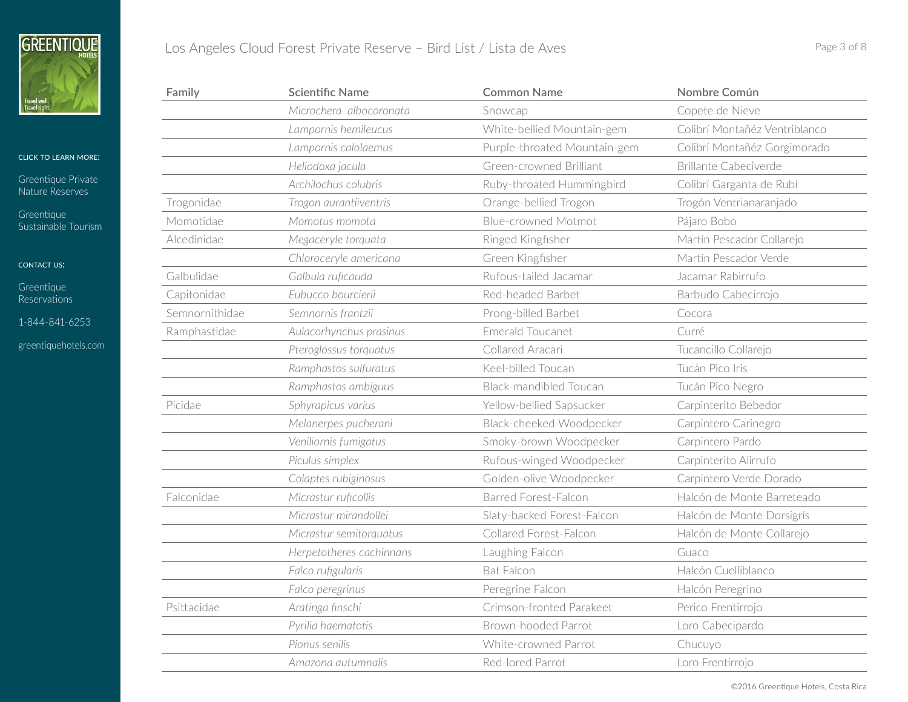| Family | Scientific Name | Common Name | Nombre Común |
| --- | --- | --- | --- |
| | *Microchera albocoronata* | Snowcap | Copete de Nieve |
| | *Lampornis hemileucus* | White-bellied Mountain-gem | Colibrí Montañéz Ventriblanco |
| | *Lampornis calolaemus* | Purple-throated Mountain-gem | Colibrí Montañéz Gorgimorado |
| | *Heliodoxa jacula* | Green-crowned Brilliant | Brillante Cabeciverde |
| | *Archilochus colubris* | Ruby-throated Hummingbird | Colibrí Garganta de Rubí |
| Trogonidae | *Trogon aurantiiventris* | Orange-bellied Trogon | Trogón Ventrianaranjado |
| Momotidae | *Momotus momota* | Blue-crowned Motmot | Pájaro Bobo |
| Alcedinidae | *Megaceryle torquata* | Ringed Kingfisher | Martín Pescador Collarejo |
| | *Chloroceryle americana* | Green Kingfisher | Martín Pescador Verde |
| Galbulidae | *Galbula ruficauda* | Rufous-tailed Jacamar | Jacamar Rabirrufo |
| Capitonidae | *Eubucco bourcierii* | Red-headed Barbet | Barbudo Cabecirrojo |
| Semnornithidae | *Semnornis frantzii* | Prong-billed Barbet | Cocora |
| Ramphastidae | *Aulacorhynchus prasinus* | Emerald Toucanet | Curré |
| | *Pteroglossus torquatus* | Collared Aracari | Tucancillo Collarejo |
| | *Ramphastos sulfuratus* | Keel-billed Toucan | Tucán Pico Iris |
| | *Ramphastos ambiguus* | Black-mandibled Toucan | Tucán Pico Negro |
| Picidae | *Sphyrapicus varius* | Yellow-bellied Sapsucker | Carpinterito Bebedor |
| | *Melanerpes pucherani* | Black-cheeked Woodpecker | Carpintero Carinegro |
| | *Veniliornis fumigatus* | Smoky-brown Woodpecker | Carpintero Pardo |
| | *Piculus simplex* | Rufous-winged Woodpecker | Carpinterito Alirrufo |
| | *Colaptes rubiginosus* | Golden-olive Woodpecker | Carpintero Verde Dorado |
| Falconidae | *Micrastur ruficollis* | Barred Forest-Falcon | Halcón de Monte Barreteado |
| | *Micrastur mirandollei* | Slaty-backed Forest-Falcon | Halcón de Monte Dorsigrís |
| | *Micrastur semitorquatus* | Collared Forest-Falcon | Halcón de Monte Collarejo |
| | *Herpetotheres cachinnans* | Laughing Falcon | Guaco |
| | *Falco rufigularis* | Bat Falcon | Halcón Cuelliblanco |
| | *Falco peregrinus* | Peregrine Falcon | Halcón Peregrino |
| Psittacidae | *Aratinga finschi* | Crimson-fronted Parakeet | Perico Frentirrojo |
| | *Pyrilia haematotis* | Brown-hooded Parrot | Loro Cabecipardo |
| | *Pionus senilis* | White-crowned Parrot | Chucuyo |
| | *Amazona autumnalis* | Red-lored Parrot | Loro Frentirrojo |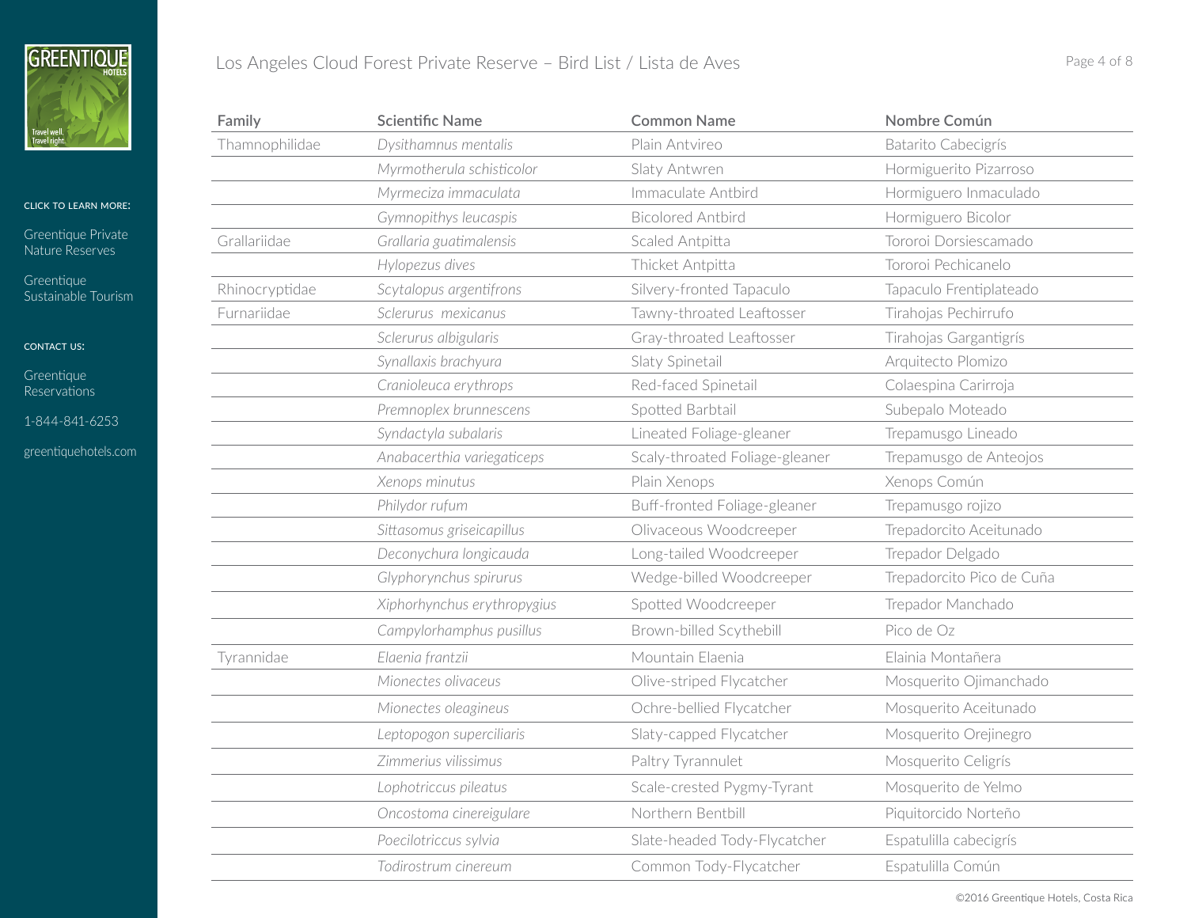GREENTIQUE HOTELS

Travel well. Travel right.

CLICK TO LEARN MORE:

Greentique Private Nature Reserves

Greentique Sustainable Tourism

CONTACT US:

Greentique Reservations

1-844-841-6253

greentiquehotels.com

# Los Angeles Cloud Forest Private Reserve – Bird List / Lista de Aves

| Family | Scientific Name | Common Name | Nombre Común |
|---|---|---|---|
| Thamnophilidae | *Dysithamnus mentalis* | Plain Antvireo | Batarito Cabecigrís |
| | *Myrmotherula schisticolor* | Slaty Antwren | Hormiguerito Pizarroso |
| | *Myrmeciza immaculata* | Immaculate Antbird | Hormiguero Inmaculado |
| | *Gymnopithys leucaspis* | Bicolored Antbird | Hormiguero Bicolor |
| Grallariidae | *Grallaria guatimalensis* | Scaled Antpitta | Tororoi Dorsiescamado |
| | *Hylopezus dives* | Thicket Antpitta | Tororoi Pechicanelo |
| Rhinocryptidae | *Scytalopus argentifrons* | Silvery-fronted Tapaculo | Tapaculo Frentiplateado |
| Furnariidae | *Sclerurus mexicanus* | Tawny-throated Leaftosser | Tirahojas Pechirrufo |
| | *Sclerurus albigularis* | Gray-throated Leaftosser | Tirahojas Gargantigrís |
| | *Synallaxis brachyura* | Slaty Spinetail | Arquitecto Plomizo |
| | *Cranioleuca erythrops* | Red-faced Spinetail | Colaespina Carirroja |
| | *Premnoplex brunnescens* | Spotted Barbtail | Subepalo Moteado |
| | *Syndactyla subalaris* | Lineated Foliage-gleaner | Trepamusgo Lineado |
| | *Anabacerthia variegaticeps* | Scaly-throated Foliage-gleaner | Trepamusgo de Anteojos |
| | *Xenops minutus* | Plain Xenops | Xenops Común |
| | *Philydor rufum* | Buff-fronted Foliage-gleaner | Trepamusgo rojizo |
| | *Sittasomus griseicapillus* | Olivaceous Woodcreeper | Trepadorcito Aceitunado |
| | *Deconychura longicauda* | Long-tailed Woodcreeper | Trepador Delgado |
| | *Glyphorynchus spirurus* | Wedge-billed Woodcreeper | Trepadorcito Pico de Cuña |
| | *Xiphorhynchus erythropygius* | Spotted Woodcreeper | Trepador Manchado |
| | *Campylorhamphus pusillus* | Brown-billed Scythebill | Pico de Oz |
| Tyrannidae | *Elaenia frantzii* | Mountain Elaenia | Elainia Montañera |
| | *Mionectes olivaceus* | Olive-striped Flycatcher | Mosquerito Ojimanchado |
| | *Mionectes oleagineus* | Ochre-bellied Flycatcher | Mosquerito Aceitunado |
| | *Leptopogon superciliaris* | Slaty-capped Flycatcher | Mosquerito Orejinegro |
| | *Zimmerius vilissimus* | Paltry Tyrannulet | Mosquerito Celigrís |
| | *Lophotriccus pileatus* | Scale-crested Pygmy-Tyrant | Mosquerito de Yelmo |
| | *Oncostoma cinereigulare* | Northern Bentbill | Piquitorcido Norteño |
| | *Poecilotriccus sylvia* | Slate-headed Tody-Flycatcher | Espatulilla cabecigrís |
| | *Todirostrum cinereum* | Common Tody-Flycatcher | Espatulilla Común |

©2016 Greentique Hotels, Costa Rica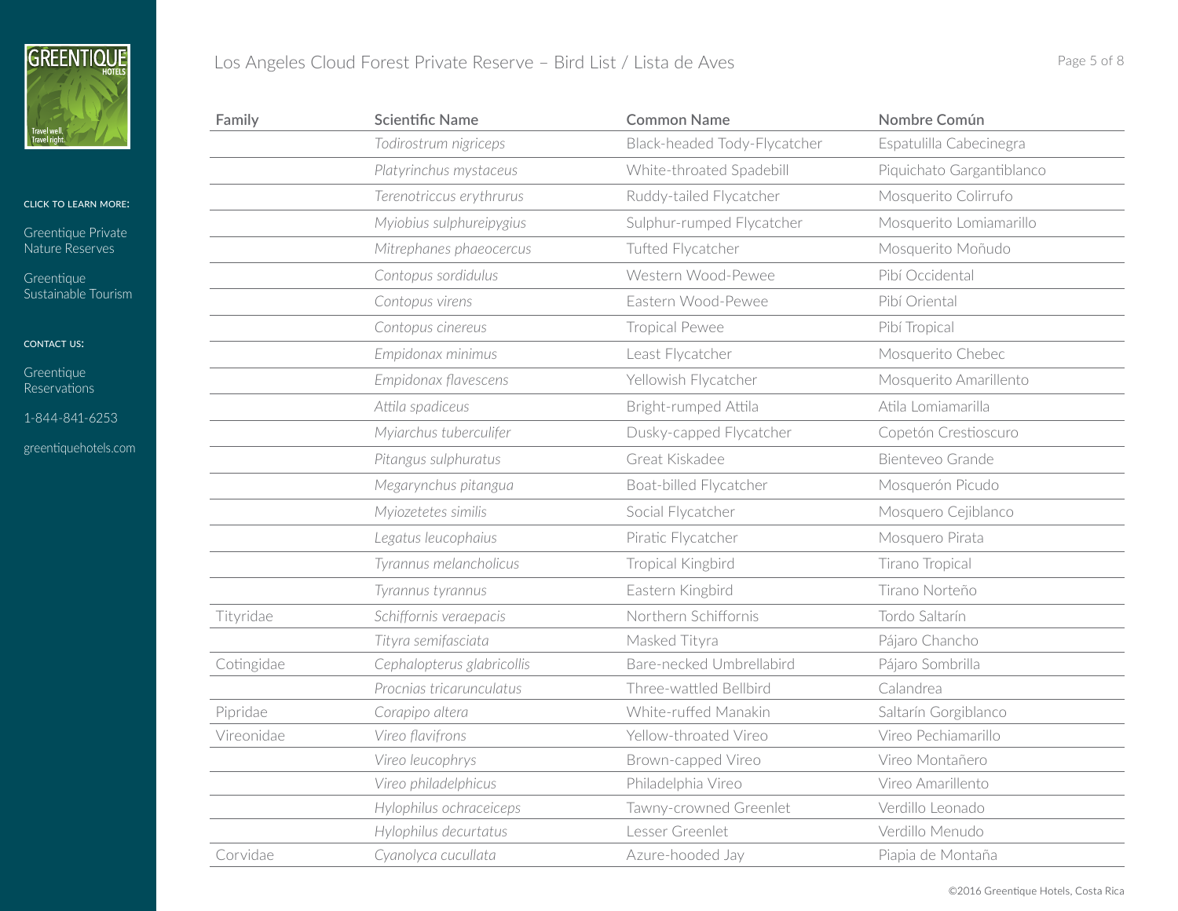| Family | Scientific Name | Common Name | Nombre Común |
|---|---|---|---|
| | *Todirostrum nigriceps* | Black-headed Tody-Flycatcher | Espatulilla Cabecinegra |
| | *Platyrinchus mystaceus* | White-throated Spadebill | Piquichato Gargantiblanco |
| | *Terenotriccus erythrurus* | Ruddy-tailed Flycatcher | Mosquerito Colirrufo |
| | *Myiobius sulphureipygius* | Sulphur-rumped Flycatcher | Mosquerito Lomiamarillo |
| | *Mitrephanes phaeocercus* | Tufted Flycatcher | Mosquerito Moñudo |
| | *Contopus sordidulus* | Western Wood-Pewee | Pibí Occidental |
| | *Contopus virens* | Eastern Wood-Pewee | Pibí Oriental |
| | *Contopus cinereus* | Tropical Pewee | Pibí Tropical |
| | *Empidonax minimus* | Least Flycatcher | Mosquerito Chebec |
| | *Empidonax flavescens* | Yellowish Flycatcher | Mosquerito Amarillento |
| | *Attila spadiceus* | Bright-rumped Attila | Atila Lomiamarilla |
| | *Myiarchus tuberculifer* | Dusky-capped Flycatcher | Copetón Crestioscuro |
| | *Pitangus sulphuratus* | Great Kiskadee | Bienteveo Grande |
| | *Megarynchus pitangua* | Boat-billed Flycatcher | Mosquerón Picudo |
| | *Myiozetetes similis* | Social Flycatcher | Mosquero Cejiblanco |
| | *Legatus leucophaius* | Piratic Flycatcher | Mosquero Pirata |
| | *Tyrannus melancholicus* | Tropical Kingbird | Tirano Tropical |
| | *Tyrannus tyrannus* | Eastern Kingbird | Tirano Norteño |
| Tityridae | *Schiffornis veraepacis* | Northern Schiffornis | Tordo Saltarín |
| | *Tityra semifasciata* | Masked Tityra | Pájaro Chancho |
| Cotingidae | *Cephalopterus glabricollis* | Bare-necked Umbrellabird | Pájaro Sombrilla |
| | *Procnias tricarunculatus* | Three-wattled Bellbird | Calandrea |
| Pipridae | *Corapipo altera* | White-ruffed Manakin | Saltarín Gorgiblanco |
| Vireonidae | *Vireo flavifrons* | Yellow-throated Vireo | Vireo Pechiamarillo |
| | *Vireo leucophrys* | Brown-capped Vireo | Vireo Montañero |
| | *Vireo philadelphicus* | Philadelphia Vireo | Vireo Amarillento |
| | *Hylophilus ochraceiceps* | Tawny-crowned Greenlet | Verdillo Leonado |
| | *Hylophilus decurtatus* | Lesser Greenlet | Verdillo Menudo |
| Corvidae | *Cyanolyca cucullata* | Azure-hooded Jay | Piapia de Montaña |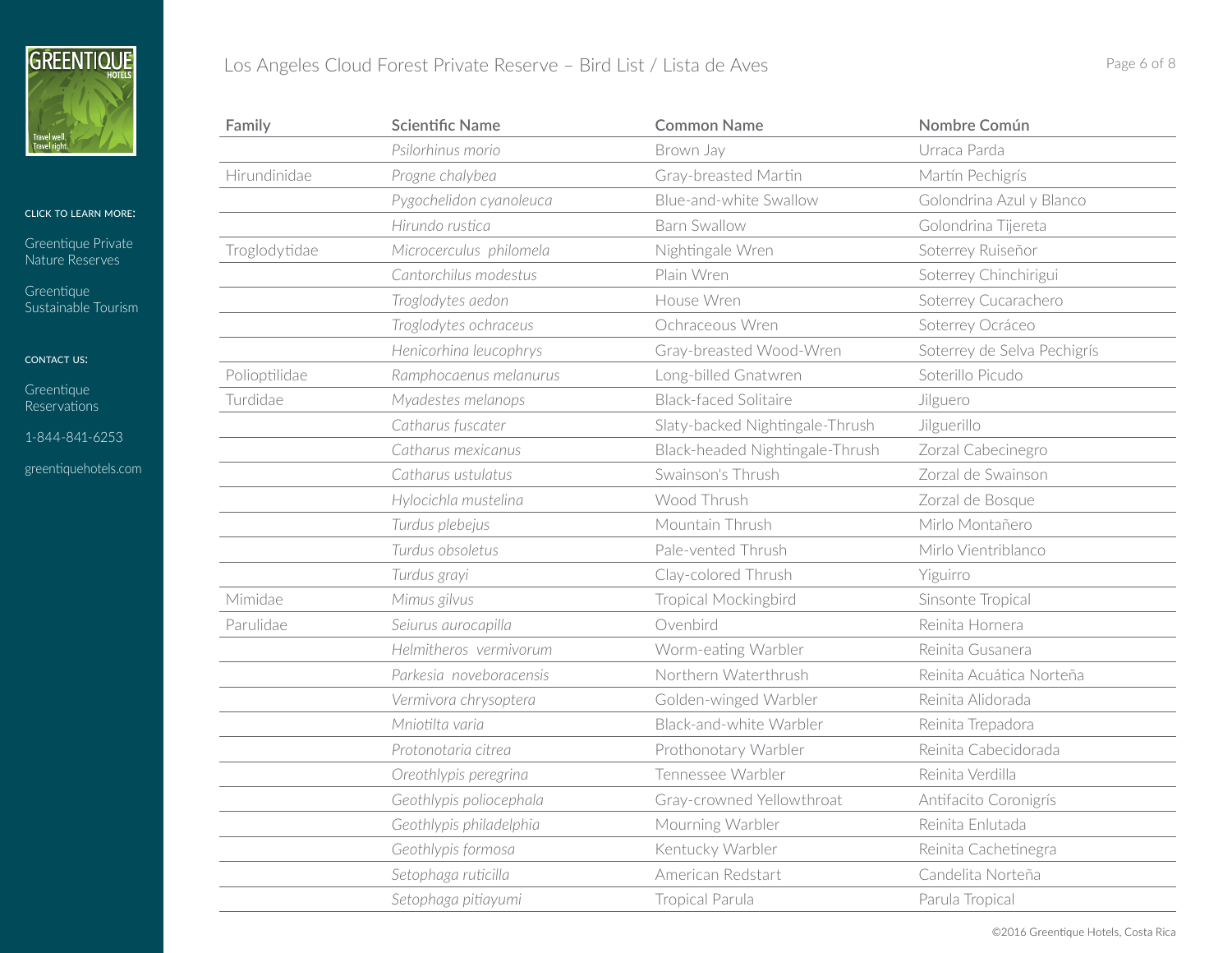Greentique Hotels

Travel well. Travel right.

CLICK TO LEARN MORE:

Greentique Private Nature Reserves

Greentique Sustainable Tourism

CONTACT US:

Greentique Reservations

1-844-841-6253

greentiquehotels.com

# Los Angeles Cloud Forest Private Reserve – Bird List / Lista de Aves

| Family | Scientific Name | Common Name | Nombre Común |
|---|---|---|---|
| | *Psilorhinus morio* | Brown Jay | Urraca Parda |
| Hirundinidae | *Progne chalybea* | Gray-breasted Martin | Martín Pechigrís |
| | *Pygochelidon cyanoleuca* | Blue-and-white Swallow | Golondrina Azul y Blanco |
| | *Hirundo rustica* | Barn Swallow | Golondrina Tijereta |
| Troglodytidae | *Microcerculus philomela* | Nightingale Wren | Soterrey Ruiseñor |
| | *Cantorchilus modestus* | Plain Wren | Soterrey Chinchirigui |
| | *Troglodytes aedon* | House Wren | Soterrey Cucarachero |
| | *Troglodytes ochraceus* | Ochraceous Wren | Soterrey Ocráceo |
| | *Henicorhina leucophrys* | Gray-breasted Wood-Wren | Soterrey de Selva Pechigrís |
| Polioptilidae | *Ramphocaenus melanurus* | Long-billed Gnatwren | Soterillo Picudo |
| Turdidae | *Myadestes melanops* | Black-faced Solitaire | Jilguero |
| | *Catharus fuscater* | Slaty-backed Nightingale-Thrush | Jilguerillo |
| | *Catharus mexicanus* | Black-headed Nightingale-Thrush | Zorzal Cabecinegro |
| | *Catharus ustulatus* | Swainson's Thrush | Zorzal de Swainson |
| | *Hylocichla mustelina* | Wood Thrush | Zorzal de Bosque |
| | *Turdus plebejus* | Mountain Thrush | Mirlo Montañero |
| | *Turdus obsoletus* | Pale-vented Thrush | Mirlo Vientriblanco |
| | *Turdus grayi* | Clay-colored Thrush | Yiguirro |
| Mimidae | *Mimus gilvus* | Tropical Mockingbird | Sinsonte Tropical |
| Parulidae | *Seiurus aurocapilla* | Ovenbird | Reinita Hornera |
| | *Helmitheros vermivorum* | Worm-eating Warbler | Reinita Gusanera |
| | *Parkesia noveboracensis* | Northern Waterthrush | Reinita Acuática Norteña |
| | *Vermivora chrysoptera* | Golden-winged Warbler | Reinita Alidorada |
| | *Mniotilta varia* | Black-and-white Warbler | Reinita Trepadora |
| | *Protonotaria citrea* | Prothonotary Warbler | Reinita Cabecidorada |
| | *Oreothlypis peregrina* | Tennessee Warbler | Reinita Verdilla |
| | *Geothlypis poliocephala* | Gray-crowned Yellowthroat | Antifacito Coronigrís |
| | *Geothlypis philadelphia* | Mourning Warbler | Reinita Enlutada |
| | *Geothlypis formosa* | Kentucky Warbler | Reinita Cachetinegra |
| | *Setophaga ruticilla* | American Redstart | Candelita Norteña |
| | *Setophaga pitiayumi* | Tropical Parula | Parula Tropical |

©2016 Greentique Hotels, Costa Rica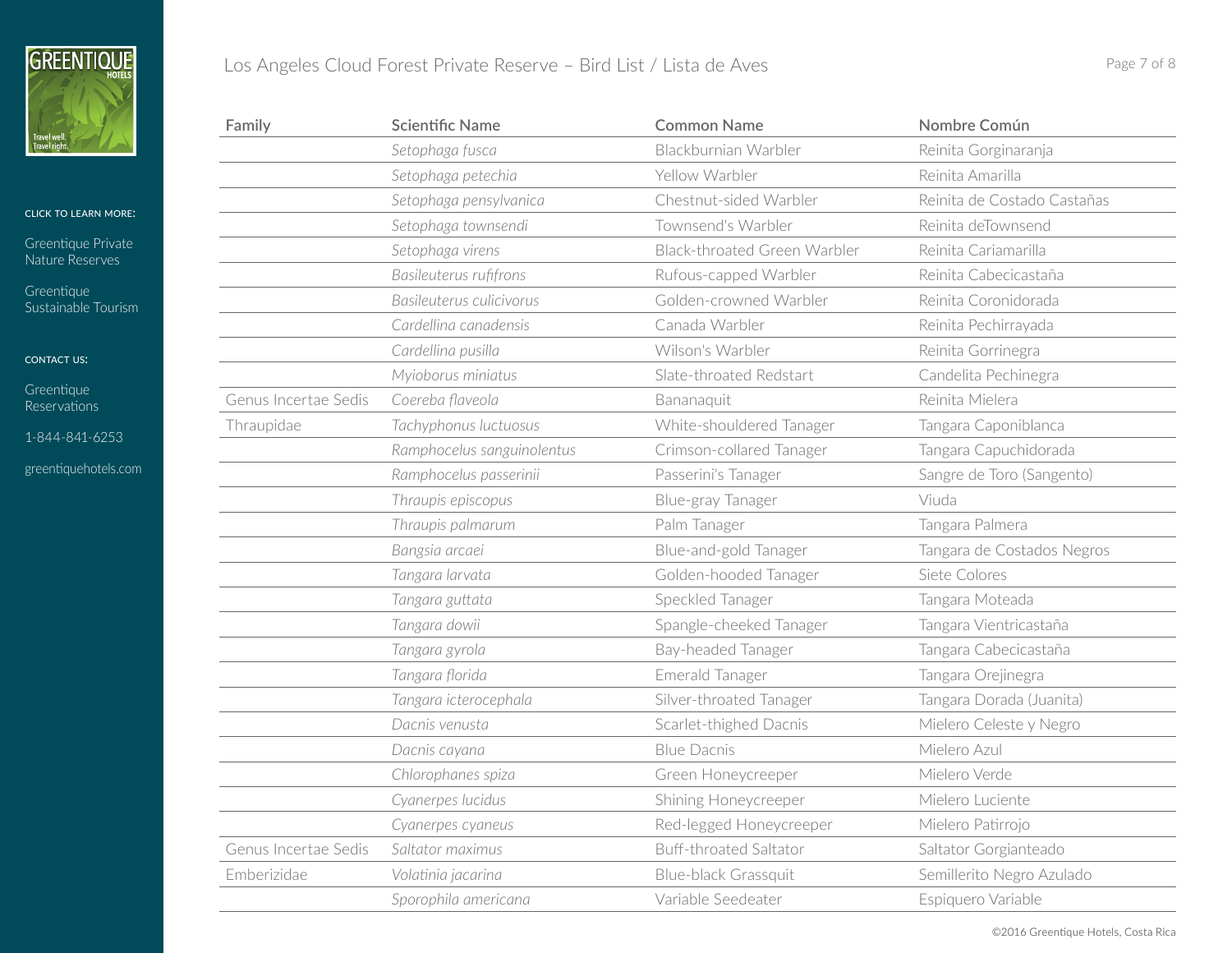| Family | Scientific Name | Common Name | Nombre Común |
|---|---|---|---|
| | *Setophaga fusca* | Blackburnian Warbler | Reinita Gorginaranja |
| | *Setophaga petechia* | Yellow Warbler | Reinita Amarilla |
| | *Setophaga pensylvanica* | Chestnut-sided Warbler | Reinita de Costado Castañas |
| | *Setophaga townsendi* | Townsend's Warbler | Reinita deTownsend |
| | *Setophaga virens* | Black-throated Green Warbler | Reinita Cariamarilla |
| | *Basileuterus rufifrons* | Rufous-capped Warbler | Reinita Cabecicastaña |
| | *Basileuterus culicivorus* | Golden-crowned Warbler | Reinita Coronidorada |
| | *Cardellina canadensis* | Canada Warbler | Reinita Pechirrayada |
| | *Cardellina pusilla* | Wilson's Warbler | Reinita Gorrinegra |
| | *Myioborus miniatus* | Slate-throated Redstart | Candelita Pechinegra |
| Genus Incertae Sedis | *Coereba flaveola* | Bananaquit | Reinita Mielera |
| Thraupidae | *Tachyphonus luctuosus* | White-shouldered Tanager | Tangara Caponiblanca |
| | *Ramphocelus sanguinolentus* | Crimson-collared Tanager | Tangara Capuchidorada |
| | *Ramphocelus passerinii* | Passerini's Tanager | Sangre de Toro (Sangento) |
| | *Thraupis episcopus* | Blue-gray Tanager | Viuda |
| | *Thraupis palmarum* | Palm Tanager | Tangara Palmera |
| | *Bangsia arcaei* | Blue-and-gold Tanager | Tangara de Costados Negros |
| | *Tangara larvata* | Golden-hooded Tanager | Siete Colores |
| | *Tangara guttata* | Speckled Tanager | Tangara Moteada |
| | *Tangara dowii* | Spangle-cheeked Tanager | Tangara Vientricastaña |
| | *Tangara gyrola* | Bay-headed Tanager | Tangara Cabecicastaña |
| | *Tangara florida* | Emerald Tanager | Tangara Orejinegra |
| | *Tangara icterocephala* | Silver-throated Tanager | Tangara Dorada (Juanita) |
| | *Dacnis venusta* | Scarlet-thighed Dacnis | Mielero Celeste y Negro |
| | *Dacnis cayana* | Blue Dacnis | Mielero Azul |
| | *Chlorophanes spiza* | Green Honeycreeper | Mielero Verde |
| | *Cyanerpes lucidus* | Shining Honeycreeper | Mielero Luciente |
| | *Cyanerpes cyaneus* | Red-legged Honeycreeper | Mielero Patirrojo |
| Genus Incertae Sedis | *Saltator maximus* | Buff-throated Saltator | Saltator Gorgianteado |
| Emberizidae | *Volatinia jacarina* | Blue-black Grassquit | Semillerito Negro Azulado |
| | *Sporophila americana* | Variable Seedeater | Espiquero Variable |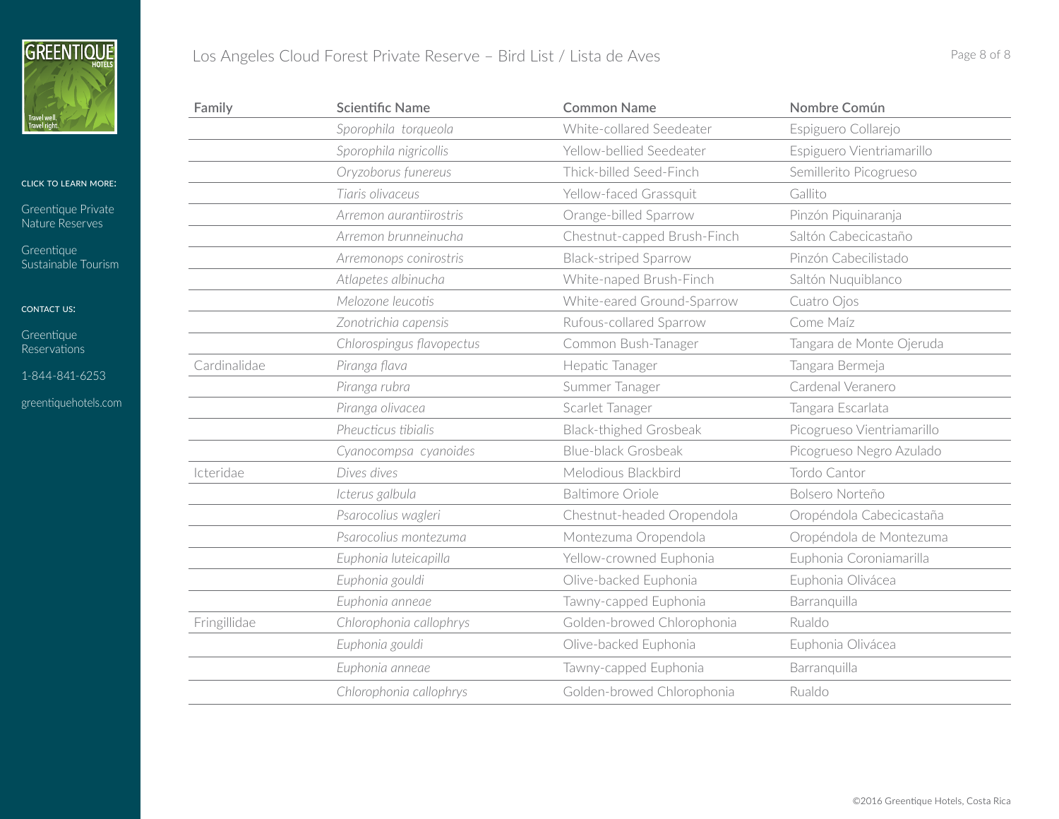GREENTIQUE HOTELS

Travel well. Travel right.

CLICK TO LEARN MORE:

Greentique Private Nature Reserves

Greentique Sustainable Tourism

CONTACT US:

Greentique Reservations

1-844-841-6253

greentiquehotels.com

Los Angeles Cloud Forest Private Reserve – Bird List / Lista de Aves

| Family | Scientific Name | Common Name | Nombre Común |
|---|---|---|---|
| | *Sporophila torqueola* | White-collared Seedeater | Espiguero Collarejo |
| | *Sporophila nigricollis* | Yellow-bellied Seedeater | Espiguero Vientriamarillo |
| | *Oryzoborus funereus* | Thick-billed Seed-Finch | Semillerito Picogrueso |
| | *Tiaris olivaceus* | Yellow-faced Grassquit | Gallito |
| | *Arremon aurantiirostris* | Orange-billed Sparrow | Pinzón Piquinaranja |
| | *Arremon brunneinucha* | Chestnut-capped Brush-Finch | Saltón Cabecicastaño |
| | *Arremonops conirostris* | Black-striped Sparrow | Pinzón Cabecilistado |
| | *Atlapetes albinucha* | White-naped Brush-Finch | Saltón Nuquiblanco |
| | *Melozone leucotis* | White-eared Ground-Sparrow | Cuatro Ojos |
| | *Zonotrichia capensis* | Rufous-collared Sparrow | Come Maíz |
| | *Chlorospingus flavopectus* | Common Bush-Tanager | Tangara de Monte Ojeruda |
| Cardinalidae | *Piranga flava* | Hepatic Tanager | Tangara Bermeja |
| | *Piranga rubra* | Summer Tanager | Cardenal Veranero |
| | *Piranga olivacea* | Scarlet Tanager | Tangara Escarlata |
| | *Pheucticus tibialis* | Black-thighed Grosbeak | Picogrueso Vientriamarillo |
| | *Cyanocompsa cyanoides* | Blue-black Grosbeak | Picogrueso Negro Azulado |
| Icteridae | *Dives dives* | Melodious Blackbird | Tordo Cantor |
| | *Icterus galbula* | Baltimore Oriole | Bolsero Norteño |
| | *Psarocolius wagleri* | Chestnut-headed Oropendola | Oropéndola Cabecicastaña |
| | *Psarocolius montezuma* | Montezuma Oropendola | Oropéndola de Montezuma |
| | *Euphonia luteicapilla* | Yellow-crowned Euphonia | Euphonia Coroniamarilla |
| | *Euphonia gouldi* | Olive-backed Euphonia | Euphonia Olivácea |
| | *Euphonia anneae* | Tawny-capped Euphonia | Barranquilla |
| Fringillidae | *Chlorophonia callophrys* | Golden-browed Chlorophonia | Rualdo |
| | *Euphonia gouldi* | Olive-backed Euphonia | Euphonia Olivácea |
| | *Euphonia anneae* | Tawny-capped Euphonia | Barranquilla |
| | *Chlorophonia callophrys* | Golden-browed Chlorophonia | Rualdo |

©2016 Greentique Hotels, Costa Rica